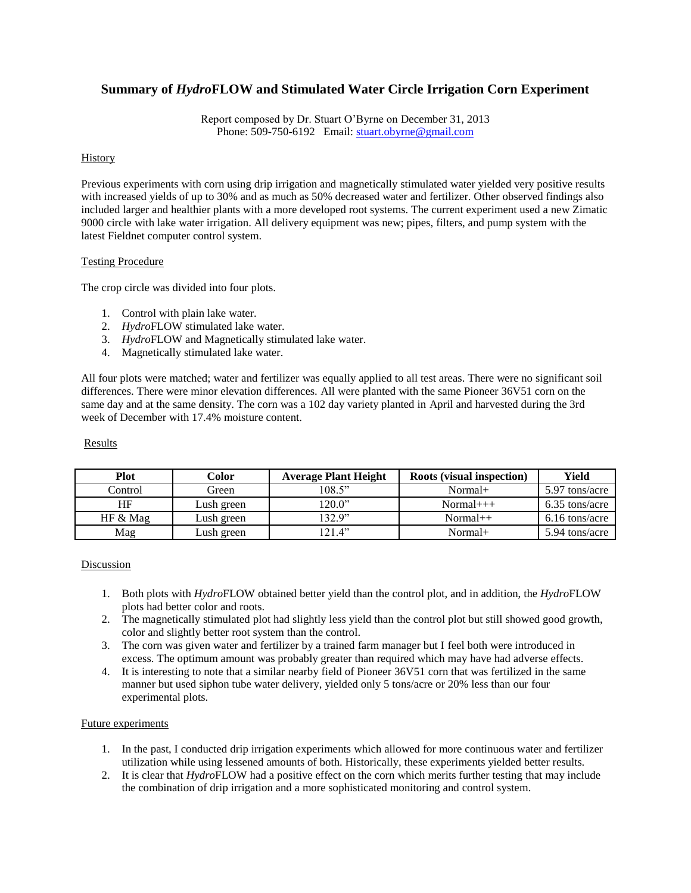# Summary of *Hydro*FLOW and Stimulated Water Circle Irrigation Corn Experiment

Report composed by Dr. Stuart O'Byrne on December 31, 2013
Phone: 509-750-6192 Email: stuart.obyrne@gmail.com

## History

Previous experiments with corn using drip irrigation and magnetically stimulated water yielded very positive results with increased yields of up to 30% and as much as 50% decreased water and fertilizer. Other observed findings also included larger and healthier plants with a more developed root systems. The current experiment used a new Zimatic 9000 circle with lake water irrigation. All delivery equipment was new; pipes, filters, and pump system with the latest Fieldnet computer control system.

## Testing Procedure

The crop circle was divided into four plots.

1. Control with plain lake water.
2. *Hydro*FLOW stimulated lake water.
3. *Hydro*FLOW and Magnetically stimulated lake water.
4. Magnetically stimulated lake water.

All four plots were matched; water and fertilizer was equally applied to all test areas. There were no significant soil differences. There were minor elevation differences. All were planted with the same Pioneer 36V51 corn on the same day and at the same density. The corn was a 102 day variety planted in April and harvested during the 3rd week of December with 17.4% moisture content.

## Results

| Plot | Color | Average Plant Height | Roots (visual inspection) | Yield |
|---|---|---|---|---|
| Control | Green | 108.5" | Normal+ | 5.97 tons/acre |
| HF | Lush green | 120.0" | Normal+++ | 6.35 tons/acre |
| HF & Mag | Lush green | 132.9" | Normal++ | 6.16 tons/acre |
| Mag | Lush green | 121.4" | Normal+ | 5.94 tons/acre |

## Discussion

1. Both plots with *Hydro*FLOW obtained better yield than the control plot, and in addition, the *Hydro*FLOW plots had better color and roots.
2. The magnetically stimulated plot had slightly less yield than the control plot but still showed good growth, color and slightly better root system than the control.
3. The corn was given water and fertilizer by a trained farm manager but I feel both were introduced in excess. The optimum amount was probably greater than required which may have had adverse effects.
4. It is interesting to note that a similar nearby field of Pioneer 36V51 corn that was fertilized in the same manner but used siphon tube water delivery, yielded only 5 tons/acre or 20% less than our four experimental plots.

## Future experiments

1. In the past, I conducted drip irrigation experiments which allowed for more continuous water and fertilizer utilization while using lessened amounts of both. Historically, these experiments yielded better results.
2. It is clear that *Hydro*FLOW had a positive effect on the corn which merits further testing that may include the combination of drip irrigation and a more sophisticated monitoring and control system.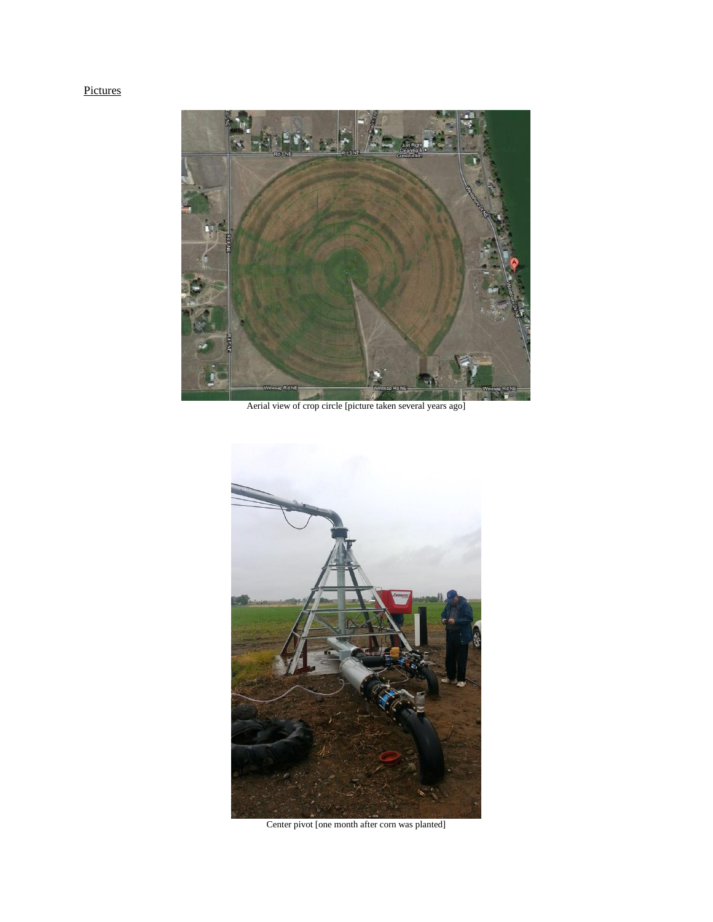Pictures

Aerial view of crop circle [picture taken several years ago]

Center pivot [one month after corn was planted]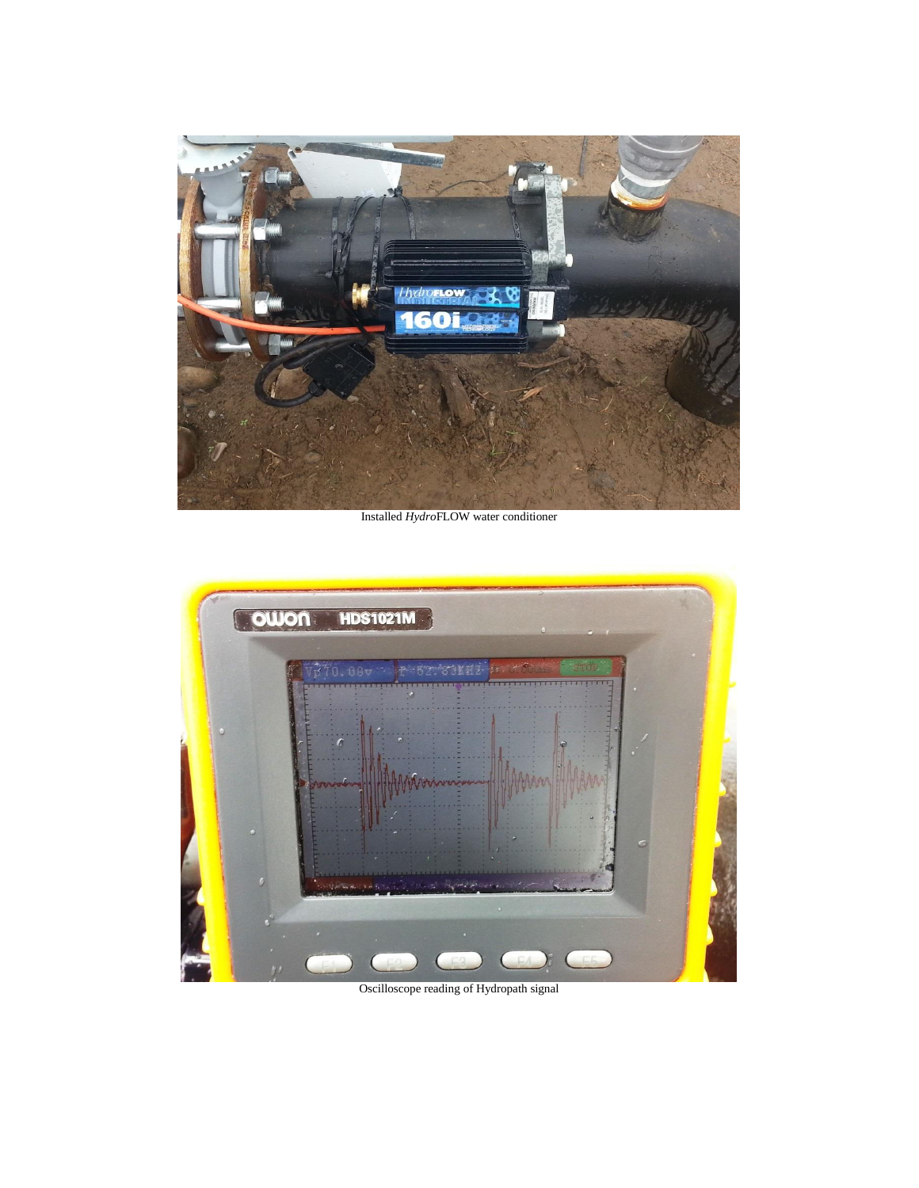Installed *Hydro*FLOW water conditioner

Oscilloscope reading of Hydropath signal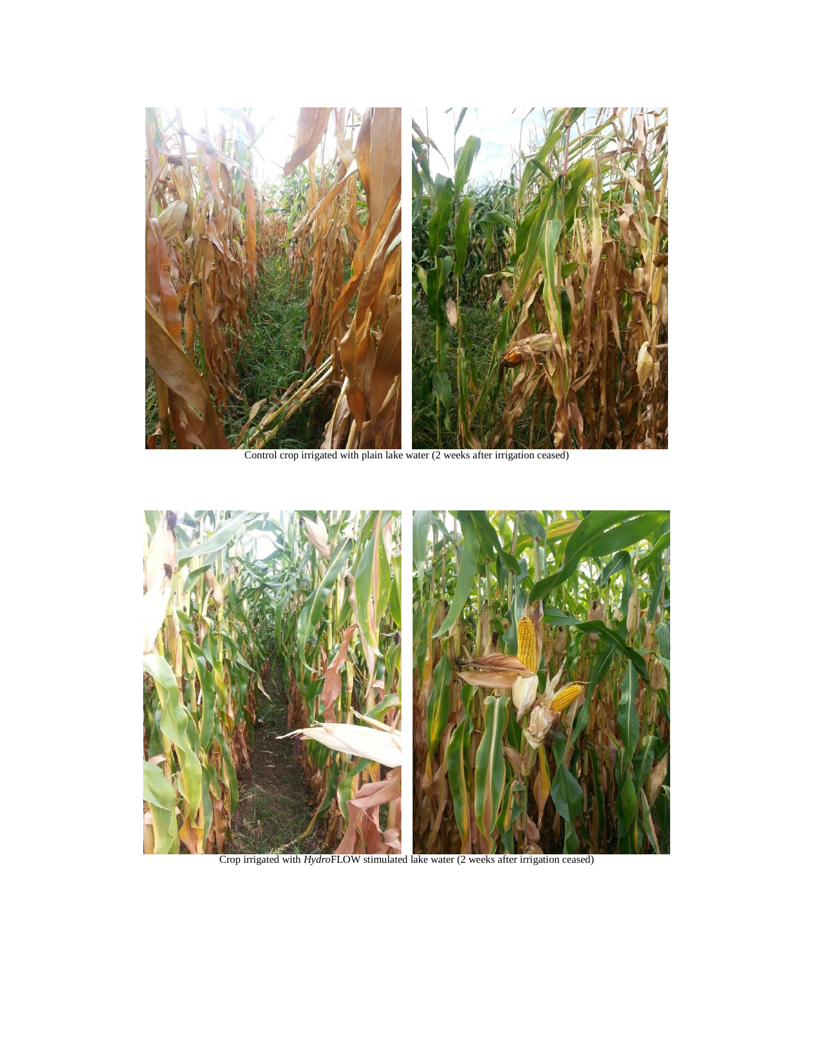Control crop irrigated with plain lake water (2 weeks after irrigation ceased)

Crop irrigated with *Hydro*FLOW stimulated lake water (2 weeks after irrigation ceased)